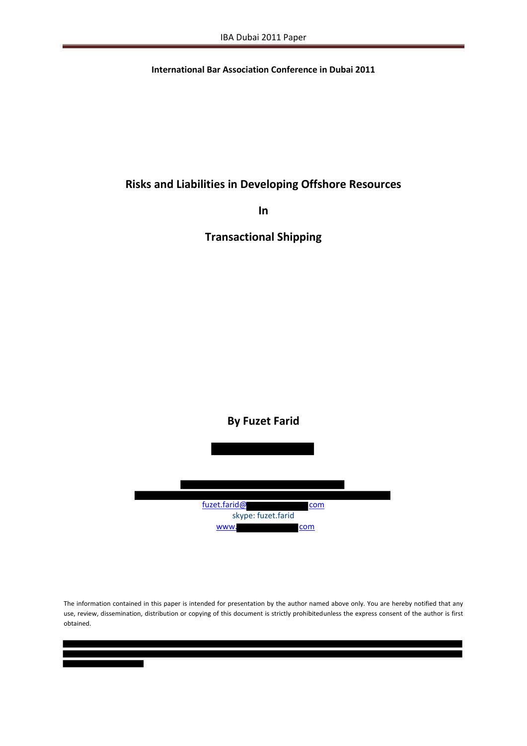**International Bar Association Conference in Dubai 2011**

# Risks and Liabilities in Developing Offshore Resources

# In

# Transactional Shipping

## By Fuzet Farid

fuzet.farid@ com
skype: fuzet.farid
www. com

The information contained in this paper is intended for presentation by the author named above only. You are hereby notified that any use, review, dissemination, distribution or copying of this document is strictly prohibitedunless the express consent of the author is first obtained.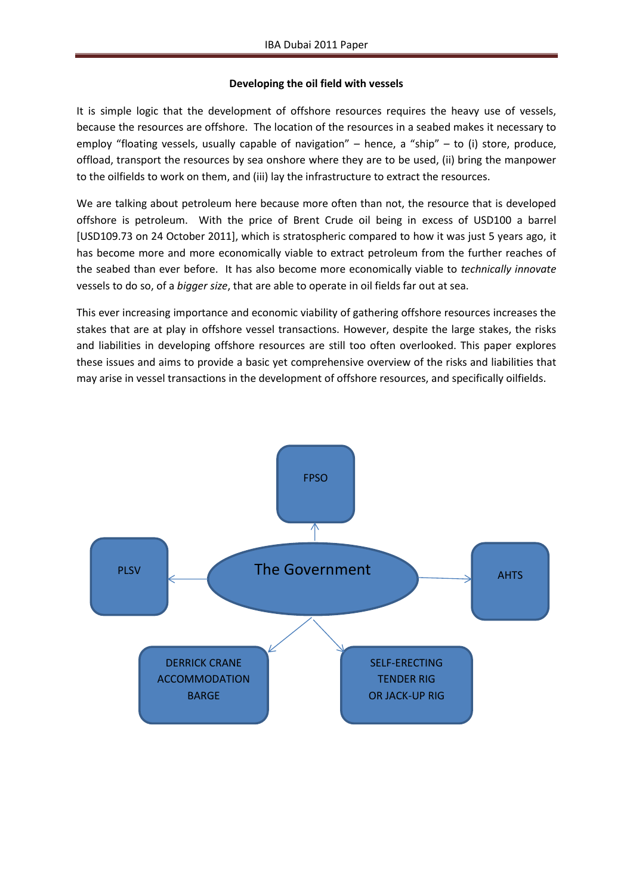**Developing the oil field with vessels**

It is simple logic that the development of offshore resources requires the heavy use of vessels, because the resources are offshore. The location of the resources in a seabed makes it necessary to employ "floating vessels, usually capable of navigation" – hence, a "ship" – to (i) store, produce, offload, transport the resources by sea onshore where they are to be used, (ii) bring the manpower to the oilfields to work on them, and (iii) lay the infrastructure to extract the resources.

We are talking about petroleum here because more often than not, the resource that is developed offshore is petroleum. With the price of Brent Crude oil being in excess of USD100 a barrel [USD109.73 on 24 October 2011], which is stratospheric compared to how it was just 5 years ago, it has become more and more economically viable to extract petroleum from the further reaches of the seabed than ever before. It has also become more economically viable to *technically innovate* vessels to do so, of a *bigger size*, that are able to operate in oil fields far out at sea.

This ever increasing importance and economic viability of gathering offshore resources increases the stakes that are at play in offshore vessel transactions. However, despite the large stakes, the risks and liabilities in developing offshore resources are still too often overlooked. This paper explores these issues and aims to provide a basic yet comprehensive overview of the risks and liabilities that may arise in vessel transactions in the development of offshore resources, and specifically oilfields.

The Government → FPSO

The Government → PLSV

The Government → AHTS

The Government → DERRICK CRANE ACCOMMODATION BARGE

The Government → SELF-ERECTING TENDER RIG OR JACK-UP RIG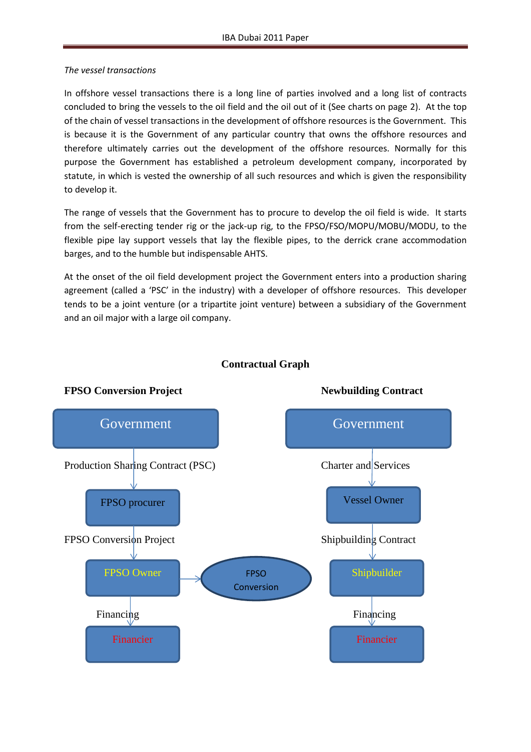*The vessel transactions*

In offshore vessel transactions there is a long line of parties involved and a long list of contracts concluded to bring the vessels to the oil field and the oil out of it (See charts on page 2). At the top of the chain of vessel transactions in the development of offshore resources is the Government. This is because it is the Government of any particular country that owns the offshore resources and therefore ultimately carries out the development of the offshore resources. Normally for this purpose the Government has established a petroleum development company, incorporated by statute, in which is vested the ownership of all such resources and which is given the responsibility to develop it.

The range of vessels that the Government has to procure to develop the oil field is wide. It starts from the self-erecting tender rig or the jack-up rig, to the FPSO/FSO/MOPU/MOBU/MODU, to the flexible pipe lay support vessels that lay the flexible pipes, to the derrick crane accommodation barges, and to the humble but indispensable AHTS.

At the onset of the oil field development project the Government enters into a production sharing agreement (called a 'PSC' in the industry) with a developer of offshore resources. This developer tends to be a joint venture (or a tripartite joint venture) between a subsidiary of the Government and an oil major with a large oil company.

**Contractual Graph**

**FPSO Conversion Project**

Government

Production Sharing Contract (PSC)

FPSO procurer

FPSO Conversion Project

FPSO Owner → FPSO Conversion

Financing

Financier

**Newbuilding Contract**

Government

Charter and Services

Vessel Owner

Shipbuilding Contract

Shipbuilder

Financing

Financier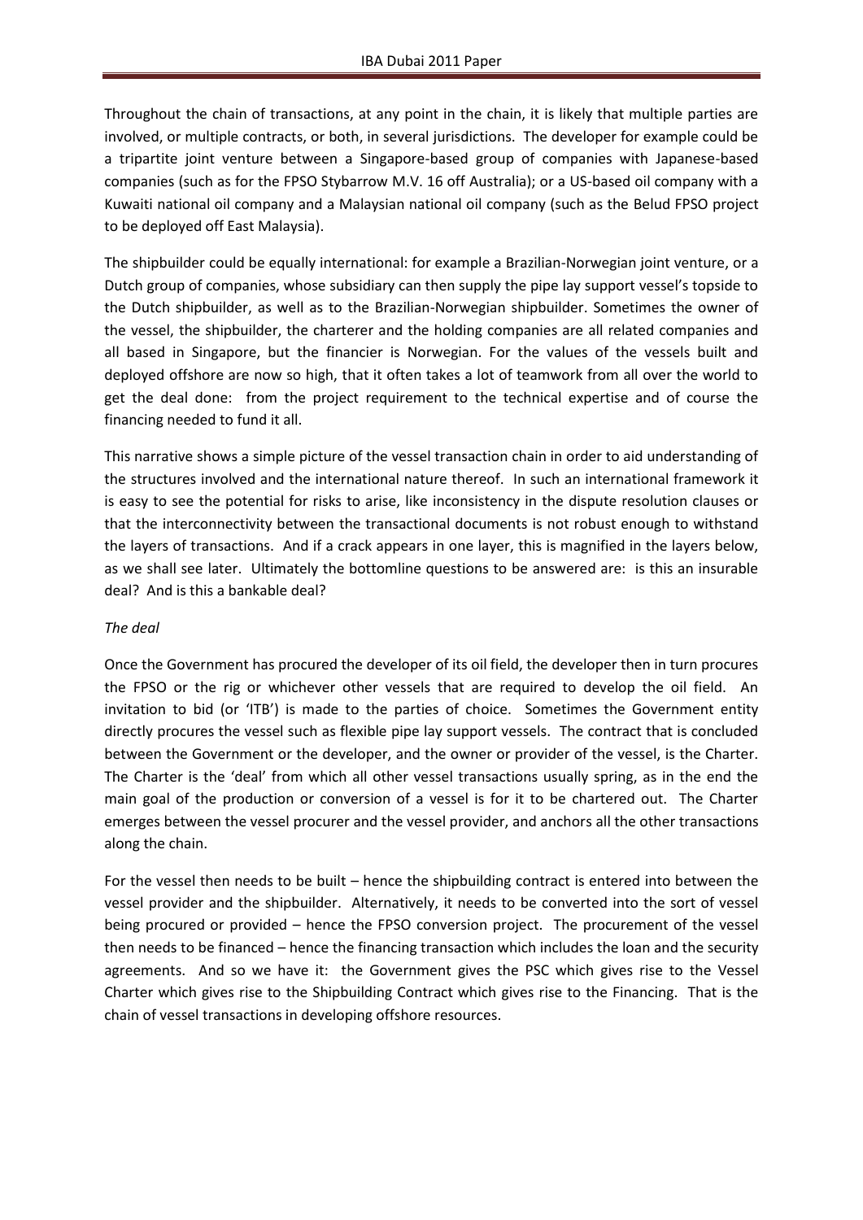Throughout the chain of transactions, at any point in the chain, it is likely that multiple parties are involved, or multiple contracts, or both, in several jurisdictions. The developer for example could be a tripartite joint venture between a Singapore-based group of companies with Japanese-based companies (such as for the FPSO Stybarrow M.V. 16 off Australia); or a US-based oil company with a Kuwaiti national oil company and a Malaysian national oil company (such as the Belud FPSO project to be deployed off East Malaysia).

The shipbuilder could be equally international: for example a Brazilian-Norwegian joint venture, or a Dutch group of companies, whose subsidiary can then supply the pipe lay support vessel's topside to the Dutch shipbuilder, as well as to the Brazilian-Norwegian shipbuilder. Sometimes the owner of the vessel, the shipbuilder, the charterer and the holding companies are all related companies and all based in Singapore, but the financier is Norwegian. For the values of the vessels built and deployed offshore are now so high, that it often takes a lot of teamwork from all over the world to get the deal done: from the project requirement to the technical expertise and of course the financing needed to fund it all.

This narrative shows a simple picture of the vessel transaction chain in order to aid understanding of the structures involved and the international nature thereof. In such an international framework it is easy to see the potential for risks to arise, like inconsistency in the dispute resolution clauses or that the interconnectivity between the transactional documents is not robust enough to withstand the layers of transactions. And if a crack appears in one layer, this is magnified in the layers below, as we shall see later. Ultimately the bottomline questions to be answered are: is this an insurable deal? And is this a bankable deal?

*The deal*

Once the Government has procured the developer of its oil field, the developer then in turn procures the FPSO or the rig or whichever other vessels that are required to develop the oil field. An invitation to bid (or 'ITB') is made to the parties of choice. Sometimes the Government entity directly procures the vessel such as flexible pipe lay support vessels. The contract that is concluded between the Government or the developer, and the owner or provider of the vessel, is the Charter. The Charter is the 'deal' from which all other vessel transactions usually spring, as in the end the main goal of the production or conversion of a vessel is for it to be chartered out. The Charter emerges between the vessel procurer and the vessel provider, and anchors all the other transactions along the chain.

For the vessel then needs to be built – hence the shipbuilding contract is entered into between the vessel provider and the shipbuilder. Alternatively, it needs to be converted into the sort of vessel being procured or provided – hence the FPSO conversion project. The procurement of the vessel then needs to be financed – hence the financing transaction which includes the loan and the security agreements. And so we have it: the Government gives the PSC which gives rise to the Vessel Charter which gives rise to the Shipbuilding Contract which gives rise to the Financing. That is the chain of vessel transactions in developing offshore resources.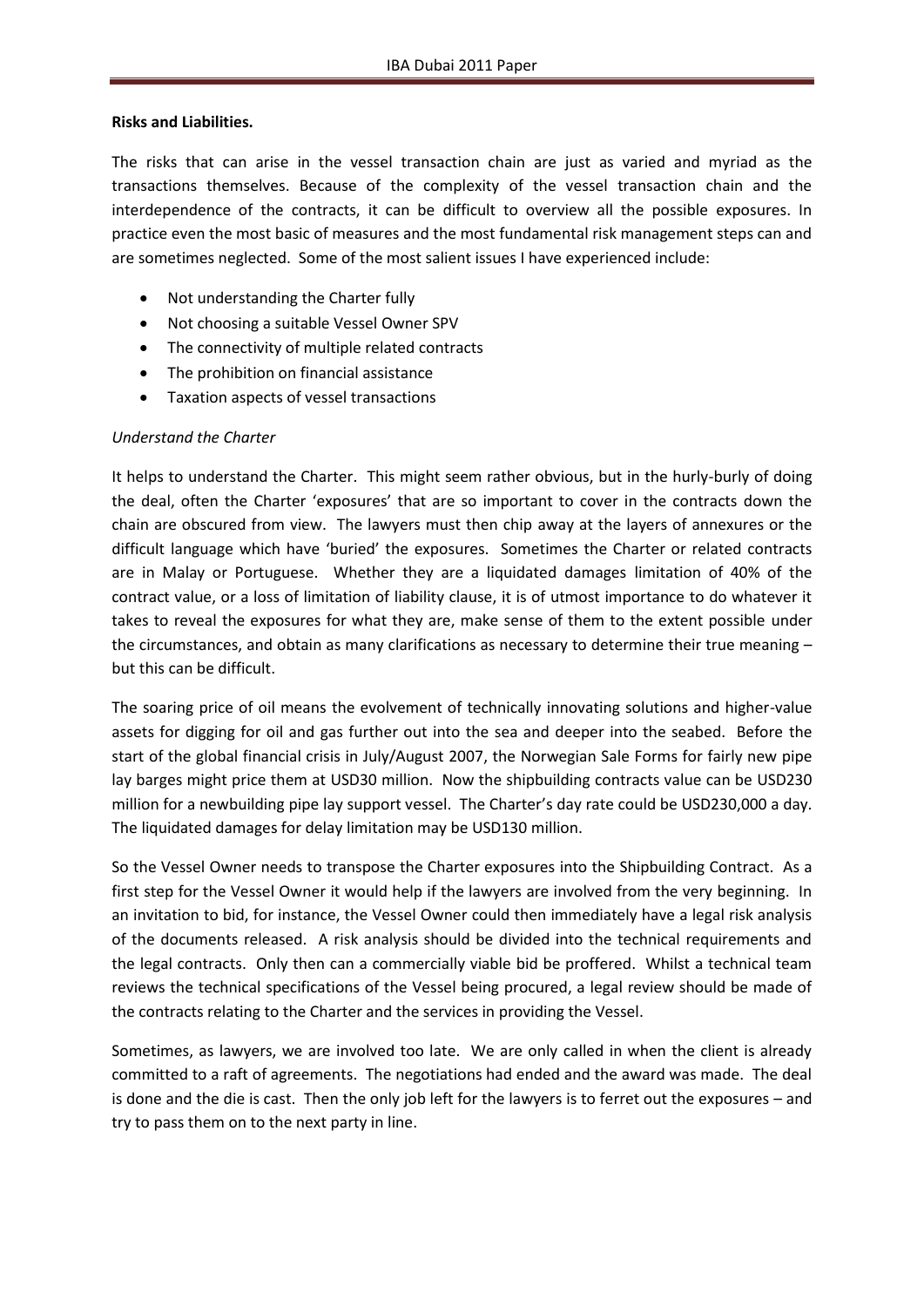**Risks and Liabilities.**

The risks that can arise in the vessel transaction chain are just as varied and myriad as the transactions themselves. Because of the complexity of the vessel transaction chain and the interdependence of the contracts, it can be difficult to overview all the possible exposures. In practice even the most basic of measures and the most fundamental risk management steps can and are sometimes neglected. Some of the most salient issues I have experienced include:

- Not understanding the Charter fully
- Not choosing a suitable Vessel Owner SPV
- The connectivity of multiple related contracts
- The prohibition on financial assistance
- Taxation aspects of vessel transactions

*Understand the Charter*

It helps to understand the Charter. This might seem rather obvious, but in the hurly-burly of doing the deal, often the Charter 'exposures' that are so important to cover in the contracts down the chain are obscured from view. The lawyers must then chip away at the layers of annexures or the difficult language which have 'buried' the exposures. Sometimes the Charter or related contracts are in Malay or Portuguese. Whether they are a liquidated damages limitation of 40% of the contract value, or a loss of limitation of liability clause, it is of utmost importance to do whatever it takes to reveal the exposures for what they are, make sense of them to the extent possible under the circumstances, and obtain as many clarifications as necessary to determine their true meaning – but this can be difficult.

The soaring price of oil means the evolvement of technically innovating solutions and higher-value assets for digging for oil and gas further out into the sea and deeper into the seabed. Before the start of the global financial crisis in July/August 2007, the Norwegian Sale Forms for fairly new pipe lay barges might price them at USD30 million. Now the shipbuilding contracts value can be USD230 million for a newbuilding pipe lay support vessel. The Charter's day rate could be USD230,000 a day. The liquidated damages for delay limitation may be USD130 million.

So the Vessel Owner needs to transpose the Charter exposures into the Shipbuilding Contract. As a first step for the Vessel Owner it would help if the lawyers are involved from the very beginning. In an invitation to bid, for instance, the Vessel Owner could then immediately have a legal risk analysis of the documents released. A risk analysis should be divided into the technical requirements and the legal contracts. Only then can a commercially viable bid be proffered. Whilst a technical team reviews the technical specifications of the Vessel being procured, a legal review should be made of the contracts relating to the Charter and the services in providing the Vessel.

Sometimes, as lawyers, we are involved too late. We are only called in when the client is already committed to a raft of agreements. The negotiations had ended and the award was made. The deal is done and the die is cast. Then the only job left for the lawyers is to ferret out the exposures – and try to pass them on to the next party in line.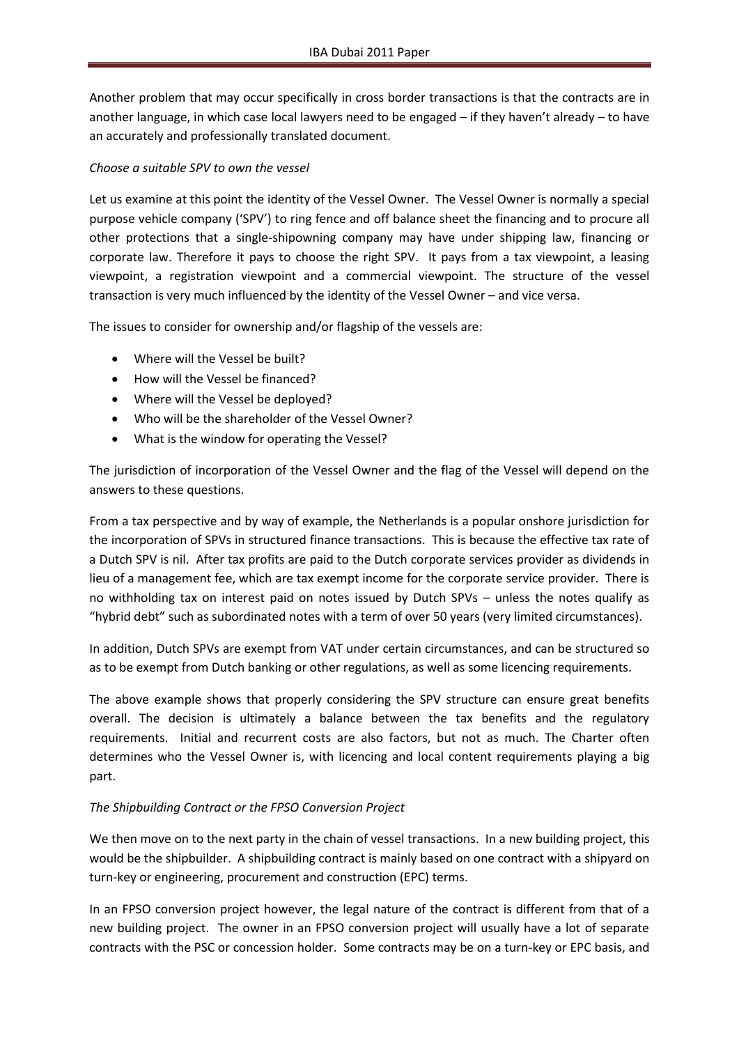Another problem that may occur specifically in cross border transactions is that the contracts are in another language, in which case local lawyers need to be engaged – if they haven't already – to have an accurately and professionally translated document.

*Choose a suitable SPV to own the vessel*

Let us examine at this point the identity of the Vessel Owner. The Vessel Owner is normally a special purpose vehicle company ('SPV') to ring fence and off balance sheet the financing and to procure all other protections that a single-shipowning company may have under shipping law, financing or corporate law. Therefore it pays to choose the right SPV. It pays from a tax viewpoint, a leasing viewpoint, a registration viewpoint and a commercial viewpoint. The structure of the vessel transaction is very much influenced by the identity of the Vessel Owner – and vice versa.

The issues to consider for ownership and/or flagship of the vessels are:

- Where will the Vessel be built?
- How will the Vessel be financed?
- Where will the Vessel be deployed?
- Who will be the shareholder of the Vessel Owner?
- What is the window for operating the Vessel?

The jurisdiction of incorporation of the Vessel Owner and the flag of the Vessel will depend on the answers to these questions.

From a tax perspective and by way of example, the Netherlands is a popular onshore jurisdiction for the incorporation of SPVs in structured finance transactions. This is because the effective tax rate of a Dutch SPV is nil. After tax profits are paid to the Dutch corporate services provider as dividends in lieu of a management fee, which are tax exempt income for the corporate service provider. There is no withholding tax on interest paid on notes issued by Dutch SPVs – unless the notes qualify as "hybrid debt" such as subordinated notes with a term of over 50 years (very limited circumstances).

In addition, Dutch SPVs are exempt from VAT under certain circumstances, and can be structured so as to be exempt from Dutch banking or other regulations, as well as some licencing requirements.

The above example shows that properly considering the SPV structure can ensure great benefits overall. The decision is ultimately a balance between the tax benefits and the regulatory requirements. Initial and recurrent costs are also factors, but not as much. The Charter often determines who the Vessel Owner is, with licencing and local content requirements playing a big part.

*The Shipbuilding Contract or the FPSO Conversion Project*

We then move on to the next party in the chain of vessel transactions. In a new building project, this would be the shipbuilder. A shipbuilding contract is mainly based on one contract with a shipyard on turn-key or engineering, procurement and construction (EPC) terms.

In an FPSO conversion project however, the legal nature of the contract is different from that of a new building project. The owner in an FPSO conversion project will usually have a lot of separate contracts with the PSC or concession holder. Some contracts may be on a turn-key or EPC basis, and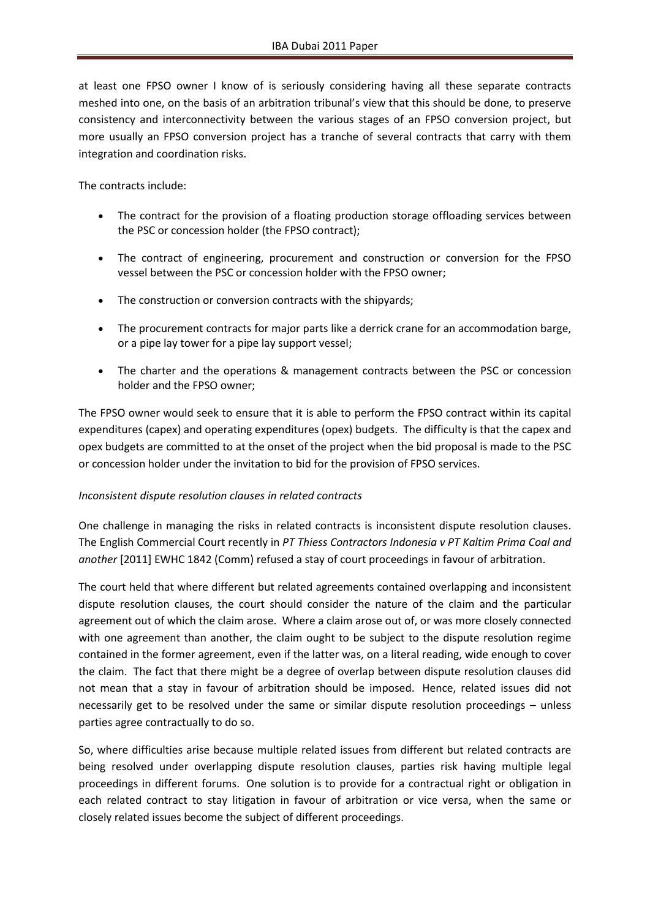at least one FPSO owner I know of is seriously considering having all these separate contracts meshed into one, on the basis of an arbitration tribunal's view that this should be done, to preserve consistency and interconnectivity between the various stages of an FPSO conversion project, but more usually an FPSO conversion project has a tranche of several contracts that carry with them integration and coordination risks.

The contracts include:

- The contract for the provision of a floating production storage offloading services between the PSC or concession holder (the FPSO contract);
- The contract of engineering, procurement and construction or conversion for the FPSO vessel between the PSC or concession holder with the FPSO owner;
- The construction or conversion contracts with the shipyards;
- The procurement contracts for major parts like a derrick crane for an accommodation barge, or a pipe lay tower for a pipe lay support vessel;
- The charter and the operations & management contracts between the PSC or concession holder and the FPSO owner;

The FPSO owner would seek to ensure that it is able to perform the FPSO contract within its capital expenditures (capex) and operating expenditures (opex) budgets. The difficulty is that the capex and opex budgets are committed to at the onset of the project when the bid proposal is made to the PSC or concession holder under the invitation to bid for the provision of FPSO services.

*Inconsistent dispute resolution clauses in related contracts*

One challenge in managing the risks in related contracts is inconsistent dispute resolution clauses. The English Commercial Court recently in *PT Thiess Contractors Indonesia v PT Kaltim Prima Coal and another* [2011] EWHC 1842 (Comm) refused a stay of court proceedings in favour of arbitration.

The court held that where different but related agreements contained overlapping and inconsistent dispute resolution clauses, the court should consider the nature of the claim and the particular agreement out of which the claim arose. Where a claim arose out of, or was more closely connected with one agreement than another, the claim ought to be subject to the dispute resolution regime contained in the former agreement, even if the latter was, on a literal reading, wide enough to cover the claim. The fact that there might be a degree of overlap between dispute resolution clauses did not mean that a stay in favour of arbitration should be imposed. Hence, related issues did not necessarily get to be resolved under the same or similar dispute resolution proceedings – unless parties agree contractually to do so.

So, where difficulties arise because multiple related issues from different but related contracts are being resolved under overlapping dispute resolution clauses, parties risk having multiple legal proceedings in different forums. One solution is to provide for a contractual right or obligation in each related contract to stay litigation in favour of arbitration or vice versa, when the same or closely related issues become the subject of different proceedings.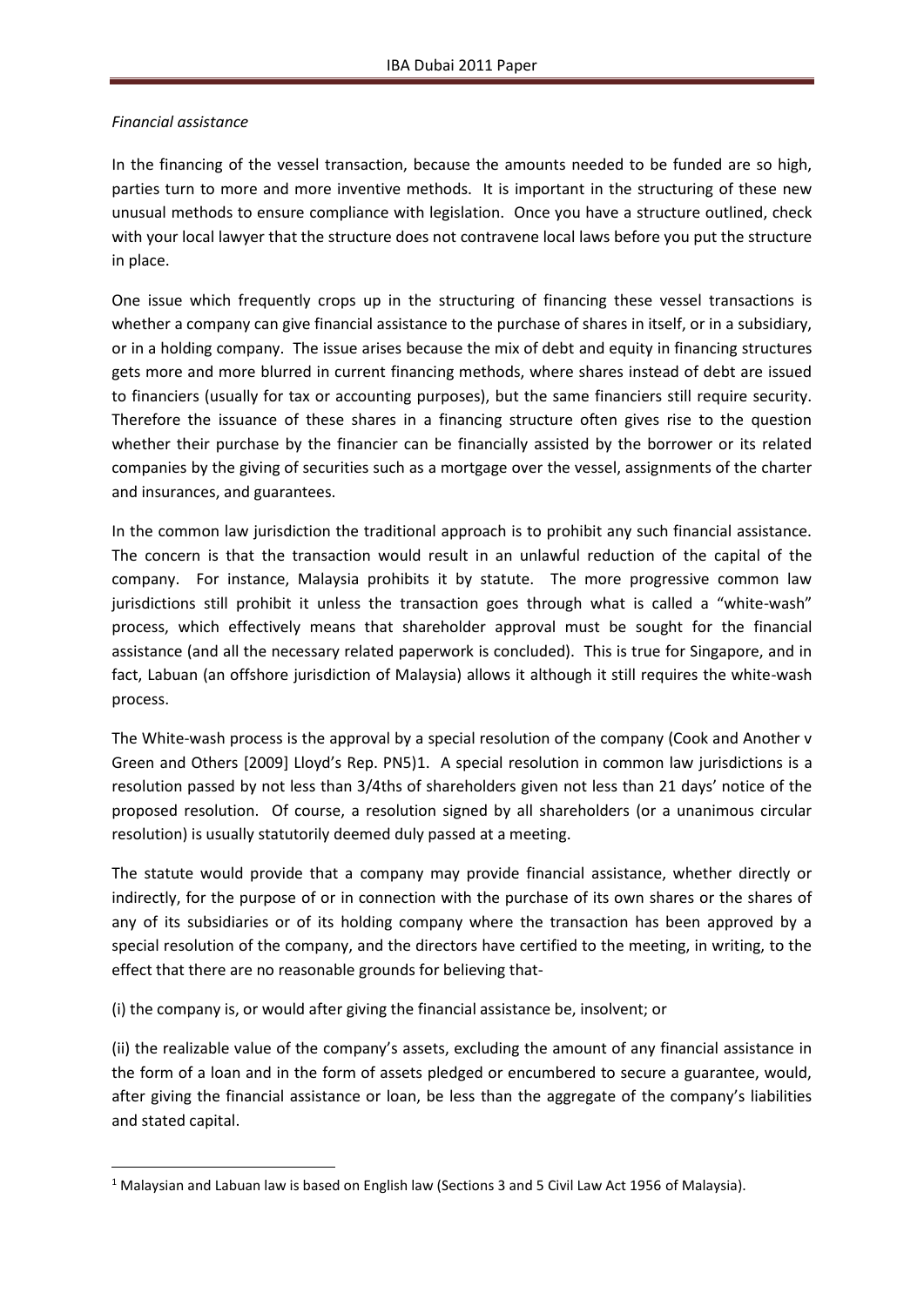*Financial assistance*

In the financing of the vessel transaction, because the amounts needed to be funded are so high, parties turn to more and more inventive methods. It is important in the structuring of these new unusual methods to ensure compliance with legislation. Once you have a structure outlined, check with your local lawyer that the structure does not contravene local laws before you put the structure in place.

One issue which frequently crops up in the structuring of financing these vessel transactions is whether a company can give financial assistance to the purchase of shares in itself, or in a subsidiary, or in a holding company. The issue arises because the mix of debt and equity in financing structures gets more and more blurred in current financing methods, where shares instead of debt are issued to financiers (usually for tax or accounting purposes), but the same financiers still require security. Therefore the issuance of these shares in a financing structure often gives rise to the question whether their purchase by the financier can be financially assisted by the borrower or its related companies by the giving of securities such as a mortgage over the vessel, assignments of the charter and insurances, and guarantees.

In the common law jurisdiction the traditional approach is to prohibit any such financial assistance. The concern is that the transaction would result in an unlawful reduction of the capital of the company. For instance, Malaysia prohibits it by statute. The more progressive common law jurisdictions still prohibit it unless the transaction goes through what is called a "white-wash" process, which effectively means that shareholder approval must be sought for the financial assistance (and all the necessary related paperwork is concluded). This is true for Singapore, and in fact, Labuan (an offshore jurisdiction of Malaysia) allows it although it still requires the white-wash process.

The White-wash process is the approval by a special resolution of the company (Cook and Another v Green and Others [2009] Lloyd's Rep. PN5)[1]. A special resolution in common law jurisdictions is a resolution passed by not less than 3/4ths of shareholders given not less than 21 days' notice of the proposed resolution. Of course, a resolution signed by all shareholders (or a unanimous circular resolution) is usually statutorily deemed duly passed at a meeting.

The statute would provide that a company may provide financial assistance, whether directly or indirectly, for the purpose of or in connection with the purchase of its own shares or the shares of any of its subsidiaries or of its holding company where the transaction has been approved by a special resolution of the company, and the directors have certified to the meeting, in writing, to the effect that there are no reasonable grounds for believing that-

(i) the company is, or would after giving the financial assistance be, insolvent; or

(ii) the realizable value of the company's assets, excluding the amount of any financial assistance in the form of a loan and in the form of assets pledged or encumbered to secure a guarantee, would, after giving the financial assistance or loan, be less than the aggregate of the company's liabilities and stated capital.

---

[1] Malaysian and Labuan law is based on English law (Sections 3 and 5 Civil Law Act 1956 of Malaysia).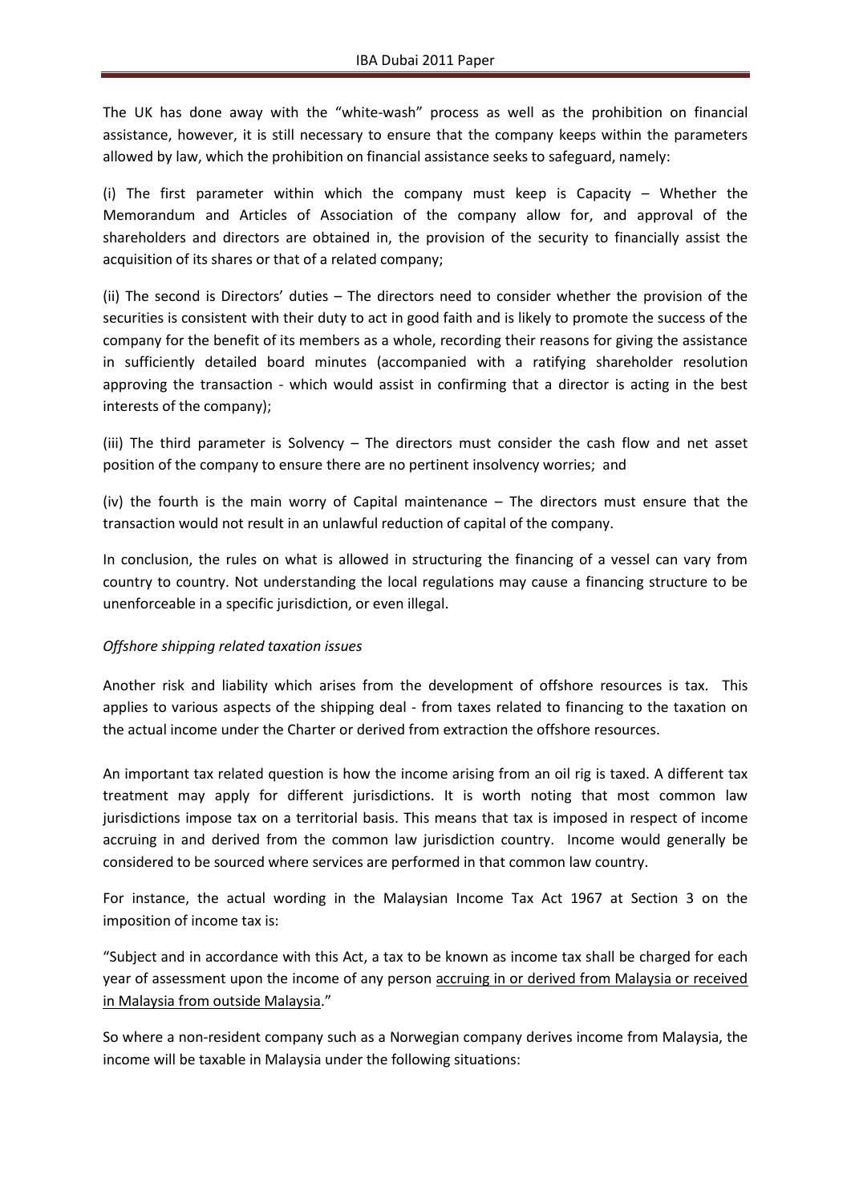The UK has done away with the "white-wash" process as well as the prohibition on financial assistance, however, it is still necessary to ensure that the company keeps within the parameters allowed by law, which the prohibition on financial assistance seeks to safeguard, namely:

(i) The first parameter within which the company must keep is Capacity – Whether the Memorandum and Articles of Association of the company allow for, and approval of the shareholders and directors are obtained in, the provision of the security to financially assist the acquisition of its shares or that of a related company;

(ii) The second is Directors' duties – The directors need to consider whether the provision of the securities is consistent with their duty to act in good faith and is likely to promote the success of the company for the benefit of its members as a whole, recording their reasons for giving the assistance in sufficiently detailed board minutes (accompanied with a ratifying shareholder resolution approving the transaction - which would assist in confirming that a director is acting in the best interests of the company);

(iii) The third parameter is Solvency – The directors must consider the cash flow and net asset position of the company to ensure there are no pertinent insolvency worries; and

(iv) the fourth is the main worry of Capital maintenance – The directors must ensure that the transaction would not result in an unlawful reduction of capital of the company.

In conclusion, the rules on what is allowed in structuring the financing of a vessel can vary from country to country. Not understanding the local regulations may cause a financing structure to be unenforceable in a specific jurisdiction, or even illegal.

*Offshore shipping related taxation issues*

Another risk and liability which arises from the development of offshore resources is tax. This applies to various aspects of the shipping deal - from taxes related to financing to the taxation on the actual income under the Charter or derived from extraction the offshore resources.

An important tax related question is how the income arising from an oil rig is taxed. A different tax treatment may apply for different jurisdictions. It is worth noting that most common law jurisdictions impose tax on a territorial basis. This means that tax is imposed in respect of income accruing in and derived from the common law jurisdiction country. Income would generally be considered to be sourced where services are performed in that common law country.

For instance, the actual wording in the Malaysian Income Tax Act 1967 at Section 3 on the imposition of income tax is:

"Subject and in accordance with this Act, a tax to be known as income tax shall be charged for each year of assessment upon the income of any person <u>accruing in or derived from Malaysia or received in Malaysia from outside Malaysia</u>."

So where a non-resident company such as a Norwegian company derives income from Malaysia, the income will be taxable in Malaysia under the following situations: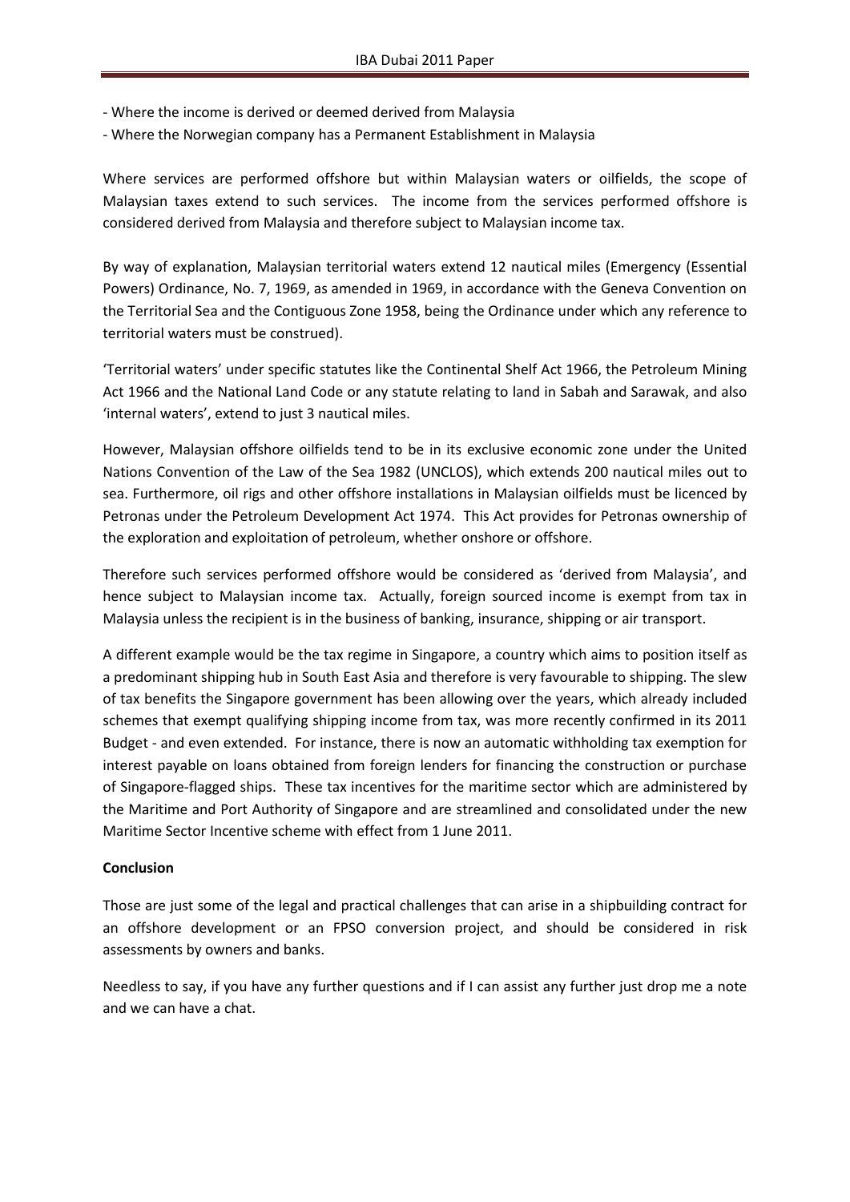- Where the income is derived or deemed derived from Malaysia
- Where the Norwegian company has a Permanent Establishment in Malaysia

Where services are performed offshore but within Malaysian waters or oilfields, the scope of Malaysian taxes extend to such services. The income from the services performed offshore is considered derived from Malaysia and therefore subject to Malaysian income tax.

By way of explanation, Malaysian territorial waters extend 12 nautical miles (Emergency (Essential Powers) Ordinance, No. 7, 1969, as amended in 1969, in accordance with the Geneva Convention on the Territorial Sea and the Contiguous Zone 1958, being the Ordinance under which any reference to territorial waters must be construed).

'Territorial waters' under specific statutes like the Continental Shelf Act 1966, the Petroleum Mining Act 1966 and the National Land Code or any statute relating to land in Sabah and Sarawak, and also 'internal waters', extend to just 3 nautical miles.

However, Malaysian offshore oilfields tend to be in its exclusive economic zone under the United Nations Convention of the Law of the Sea 1982 (UNCLOS), which extends 200 nautical miles out to sea. Furthermore, oil rigs and other offshore installations in Malaysian oilfields must be licenced by Petronas under the Petroleum Development Act 1974. This Act provides for Petronas ownership of the exploration and exploitation of petroleum, whether onshore or offshore.

Therefore such services performed offshore would be considered as 'derived from Malaysia', and hence subject to Malaysian income tax. Actually, foreign sourced income is exempt from tax in Malaysia unless the recipient is in the business of banking, insurance, shipping or air transport.

A different example would be the tax regime in Singapore, a country which aims to position itself as a predominant shipping hub in South East Asia and therefore is very favourable to shipping. The slew of tax benefits the Singapore government has been allowing over the years, which already included schemes that exempt qualifying shipping income from tax, was more recently confirmed in its 2011 Budget - and even extended. For instance, there is now an automatic withholding tax exemption for interest payable on loans obtained from foreign lenders for financing the construction or purchase of Singapore-flagged ships. These tax incentives for the maritime sector which are administered by the Maritime and Port Authority of Singapore and are streamlined and consolidated under the new Maritime Sector Incentive scheme with effect from 1 June 2011.

**Conclusion**

Those are just some of the legal and practical challenges that can arise in a shipbuilding contract for an offshore development or an FPSO conversion project, and should be considered in risk assessments by owners and banks.

Needless to say, if you have any further questions and if I can assist any further just drop me a note and we can have a chat.